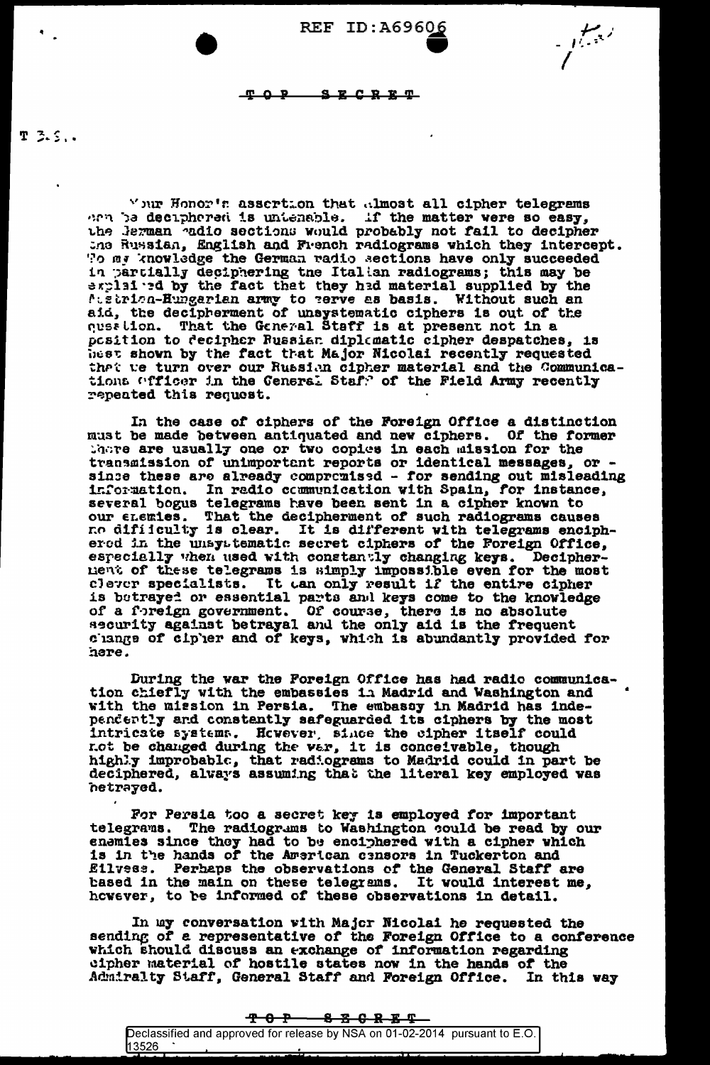REF ID:A69606

TOP SECRET

T.S..

Your Honor's assertion that almost all cipher telegrams can be deciphered is untenable. If the matter were so easy, the German radio sections would probably not fail to decipher the Russian, English and French radiograms which they intercept. To my knowledge the German radio sections have only succeeded in partially deciphering the Italian radiograms; this may be explained by the fact that they had material supplied by the Austrian-Hungarian army to serve as basis. Without such an aid, the decipherment of unsystematic ciphers is out of the question. That the General Staff is at present not in a position to decipher Russian diplomatic cipher despatches, is best shown by the fact that Major Nicolai recently requested that we turn over our Russian cipher material and the Communications Officer in the General Staff of the Field Army recently repeated this request.

In the case of ciphers of the Foreign Office a distinction must be made between antiquated and new ciphers. Of the former there are usually one or two copies in each mission for the transmission of unimportant reports or identical messages, or - since these are already compromised - for sending out misleading information. In radio communication with Spain, for instance, several bogus telegrams have been sent in a cipher known to our enemies. That the decipherment of such radiograms causes no difficulty is clear. It is different with telegrams enciphered in the unsystematic secret ciphers of the Foreign Office, especially when used with constantly changing keys. Decipherment of these telegrams is simply impossible even for the most clever specialists. It can only result if the entire cipher is betrayed or essential parts and keys come to the knowledge of a foreign government. Of course, there is no absolute security against betrayal and the only aid is the frequent change of cipher and of keys, which is abundantly provided for here.

During the war the Foreign Office has had radio communication chiefly with the embassies in Madrid and Washington and with the mission in Persia. The embassy in Madrid has independently and constantly safeguarded its ciphers by the most intricate systems. However, since the cipher itself could not be changed during the war, it is conceivable, though highly improbable, that radiograms to Madrid could in part be deciphered, always assuming that the literal key employed was betrayed.

For Persia too a secret key is employed for important telegrams. The radiograms to Washington could be read by our enemies since they had to be enciphered with a cipher which is in the hands of the American censors in Tuckerton and Eilvese. Perhaps the observations of the General Staff are based in the main on these telegrams. It would interest me, however, to be informed of these observations in detail.

In my conversation with Major Nicolai he requested the sending of a representative of the Foreign Office to a conference which should discuss an exchange of information regarding cipher material of hostile states now in the hands of the Admiralty Staff, General Staff and Foreign Office. In this way

TOP SECRET

Declassified and approved for release by NSA on 01-02-2014 pursuant to E.O. 13526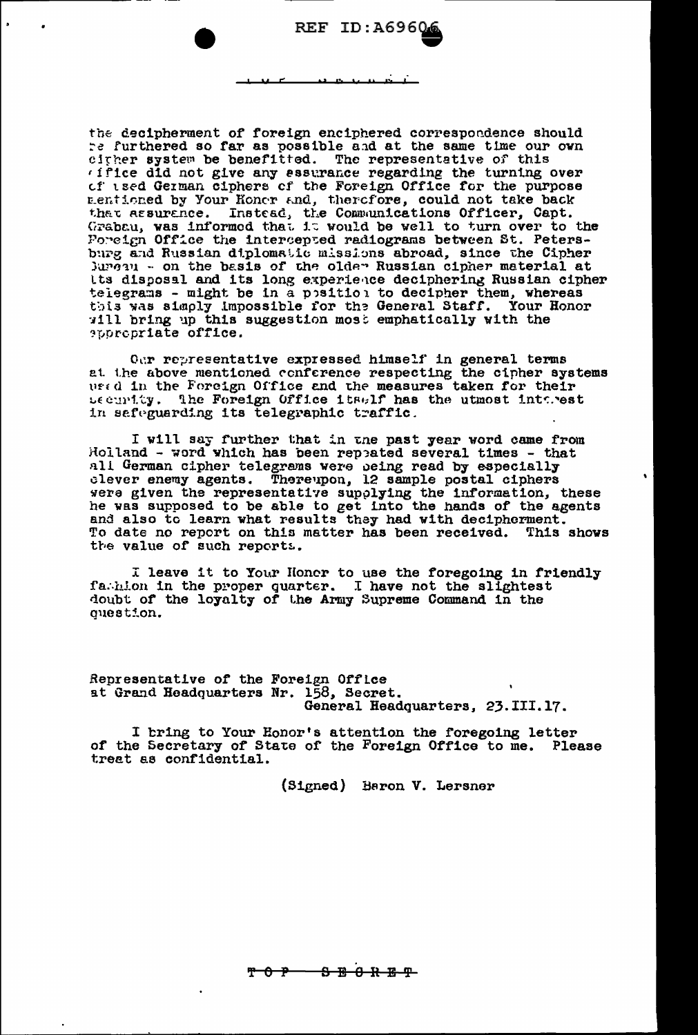the decipherment of foreign enciphered correspondence should be furthered so far as possible and at the same time our own cipher system be benefitted. The representative of this office did not give any assurance regarding the turning over of used German ciphers of the Foreign Office for the purpose mentioned by Your Honor and, therefore, could not take back that assurance. Instead, the Communications Officer, Capt. Grabau, was informed that it would be well to turn over to the Foreign Office the intercepted radiograms between St. Petersburg and Russian diplomatic missions abroad, since the Cipher Bureau - on the basis of the older Russian cipher material at its disposal and its long experience deciphering Russian cipher telegrams - might be in a position to decipher them, whereas this was simply impossible for the General Staff. Your Honor will bring up this suggestion most emphatically with the appropriate office.

Our representative expressed himself in general terms at the above mentioned conference respecting the cipher systems used in the Foreign Office and the measures taken for their security. The Foreign Office itself has the utmost interest in safeguarding its telegraphic traffic.

I will say further that in the past year word came from Holland - word which has been repeated several times - that all German cipher telegrams were being read by especially clever enemy agents. Thereupon, 12 sample postal ciphers were given the representative supplying the information, these he was supposed to be able to get into the hands of the agents and also to learn what results they had with decipherment. To date no report on this matter has been received. This shows the value of such reports.

I leave it to Your Honor to use the foregoing in friendly fashion in the proper quarter. I have not the slightest doubt of the loyalty of the Army Supreme Command in the question.

Representative of the Foreign Office
at Grand Headquarters Nr. 158, Secret.
General Headquarters, 23.III.17.

I bring to Your Honor's attention the foregoing letter of the Secretary of State of the Foreign Office to me. Please treat as confidential.

(Signed) Baron V. Lersner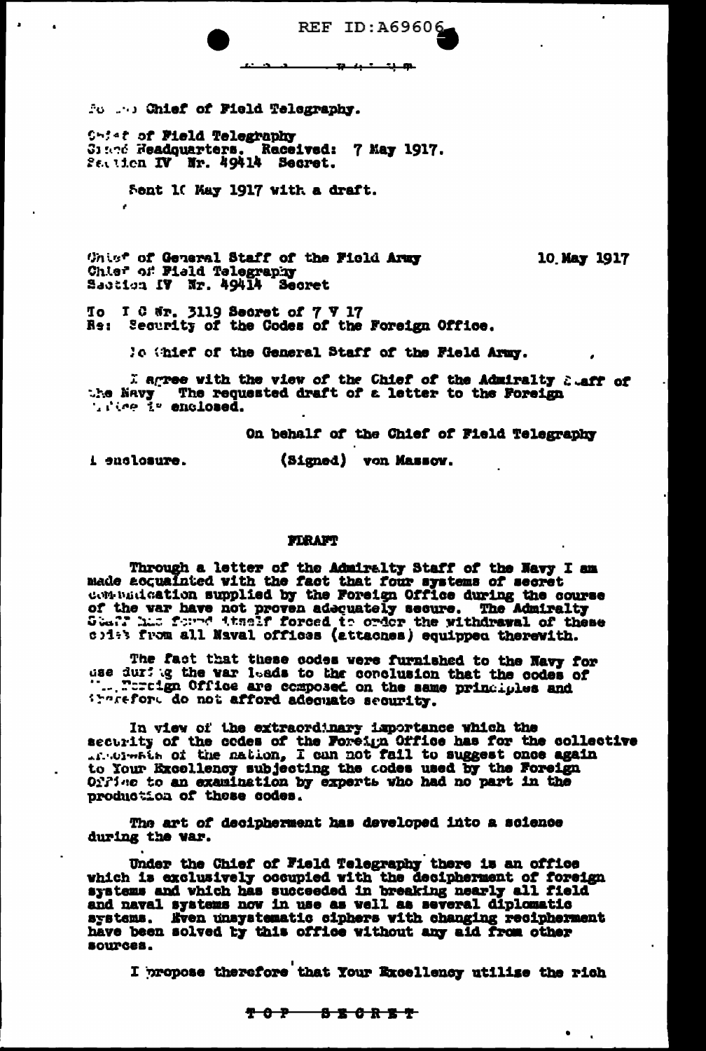To the Chief of Field Telegraphy.

Chief of Field Telegraphy
Grand Headquarters. Received: 7 May 1917.
Section IV Nr. 49414 Secret.

Sent 10 May 1917 with a draft.

Chief of General Staff of the Field Army
Chief of Field Telegraphy
Section IV Nr. 49414 Secret

10 May 1917

To I C Nr. 3119 Secret of 7 V 17
Re: Security of the Codes of the Foreign Office.

To Chief of the General Staff of the Field Army.

I agree with the view of the Chief of the Admiralty Staff of the Navy. The requested draft of a letter to the Foreign Office is enclosed.

On behalf of the Chief of Field Telegraphy

1 enclosure. (Signed) von Massow.

**DRAFT**

Through a letter of the Admiralty Staff of the Navy I am made acquainted with the fact that four systems of secret communication supplied by the Foreign Office during the course of the war have not proven adequately secure. The Admiralty Staff has found itself forced to order the withdrawal of these codes from all Naval offices (attaches) equipped therewith.

The fact that these codes were furnished to the Navy for use during the war leads to the conclusion that the codes of the Foreign Office are composed on the same principles and therefore do not afford adequate security.

In view of the extraordinary importance which the security of the codes of the Foreign Office has for the collective ...ship of the nation, I can not fail to suggest once again to Your Excellency subjecting the codes used by the Foreign Office to an examination by experts who had no part in the production of these codes.

The art of decipherment has developed into a science during the war.

Under the Chief of Field Telegraphy there is an office which is exclusively occupied with the decipherment of foreign systems and which has succeeded in breaking nearly all field and naval systems now in use as well as several diplomatic systems. Even unsystematic ciphers with changing recipherment have been solved by this office without any aid from other sources.

I propose therefore that Your Excellency utilize the rich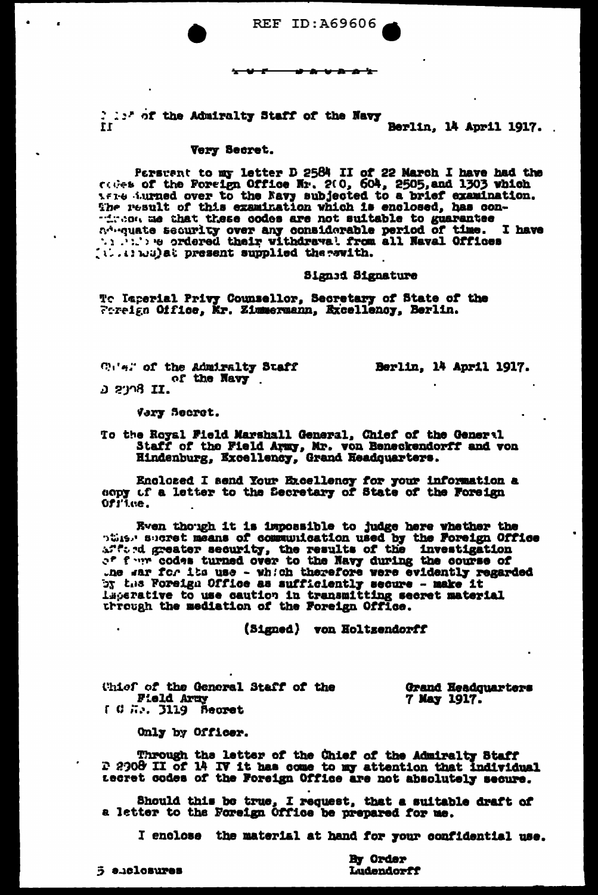REF ID:A69606

TOP SECRET

Chief of the Admiralty Staff of the Navy
II

Berlin, 14 April 1917.

Very Secret.

Persuant to my letter D 2584 II of 22 March I have had the codes of the Foreign Office Nr. 200, 604, 2505, and 1303 which were turned over to the Navy subjected to a brief examination. The result of this examination which is enclosed, has convinced me that these codes are not suitable to guarantee adequate security over any considerable period of time. I have therefore ordered their withdrawal from all Naval Offices (which was) at present supplied therewith.

Signed Signature

To Imperial Privy Counsellor, Secretary of State of the Foreign Office, Mr. Zimmermann, Excellency, Berlin.

Chief of the Admiralty Staff of the Navy
D 2908 II.

Berlin, 14 April 1917.

Very Secret.

To the Royal Field Marshall General, Chief of the General Staff of the Field Army, Mr. von Beneckendorff and von Hindenburg, Excellency, Grand Headquarters.

Enclosed I send Your Excellency for your information a copy of a letter to the Secretary of State of the Foreign Office.

Even though it is impossible to judge here whether the other secret means of communication used by the Foreign Office afford greater security, the results of the investigation of four codes turned over to the Navy during the course of the war for its use - which therefore were evidently regarded by the Foreign Office as sufficiently secure - make it imperative to use caution in transmitting secret material through the mediation of the Foreign Office.

(Signed) von Holtzendorff

Chief of the General Staff of the Field Army
I C Nr. 3119 Secret

Grand Headquarters
7 May 1917.

Only by Officer.

Through the letter of the Chief of the Admiralty Staff D 2908 II of 14 IV it has come to my attention that individual secret codes of the Foreign Office are not absolutely secure.

Should this be true, I request, that a suitable draft of a letter to the Foreign Office be prepared for me.

I enclose the material at hand for your confidential use.

By Order
Ludendorff

5 enclosures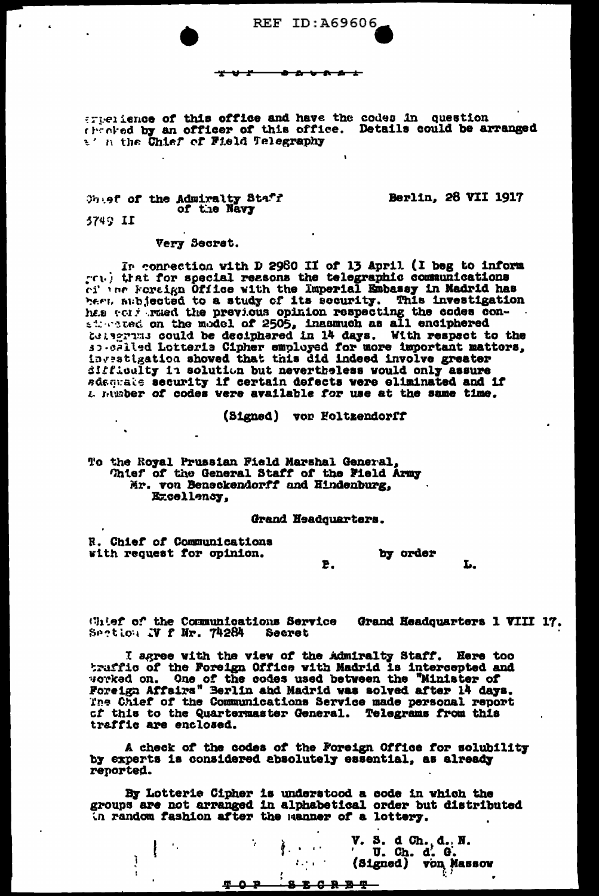experience of this office and have the codes in question checked by an officer of this office. Details could be arranged with the Chief of Field Telegraphy

Chief of the Admiralty Staff of the Navy

Berlin, 28 VII 1917

5749 II

Very Secret.

In connection with D 2980 II of 13 April I beg to inform you that for special reasons the telegraphic communications of the Foreign Office with the Imperial Embassy in Madrid has been subjected to a study of its security. This investigation has confirmed the previous opinion respecting the codes constructed on the model of 2505, inasmuch as all enciphered telegrams could be deciphered in 14 days. With respect to the so-called Lotterie Cipher employed for more important matters, investigation showed that this did indeed involve greater difficulty in solution but nevertheless would only assure adequate security if certain defects were eliminated and if a number of codes were available for use at the same time.

(Signed) von Holtzendorff

To the Royal Prussian Field Marshal General,
Chief of the General Staff of the Field Army
Mr. von Beneckendorff and Hindenburg,
Excellency,

Grand Headquarters.

R. Chief of Communications with request for opinion.

P. by order L.

Chief of the Communications Service Section IV f Nr. 74284 Secret

Grand Headquarters 1 VIII 17.

I agree with the view of the Admiralty Staff. Here too traffic of the Foreign Office with Madrid is intercepted and worked on. One of the codes used between the "Minister of Foreign Affairs" Berlin and Madrid was solved after 14 days. The Chief of the Communications Service made personal report of this to the Quartermaster General. Telegrams from this traffic are enclosed.

A check of the codes of the Foreign Office for solubility by experts is considered absolutely essential, as already reported.

By Lotterie Cipher is understood a code in which the groups are not arranged in alphabetical order but distributed in random fashion after the manner of a lottery.

V. S. d Ch. d. N.
U. Ch. d. G.
(Signed) von Massow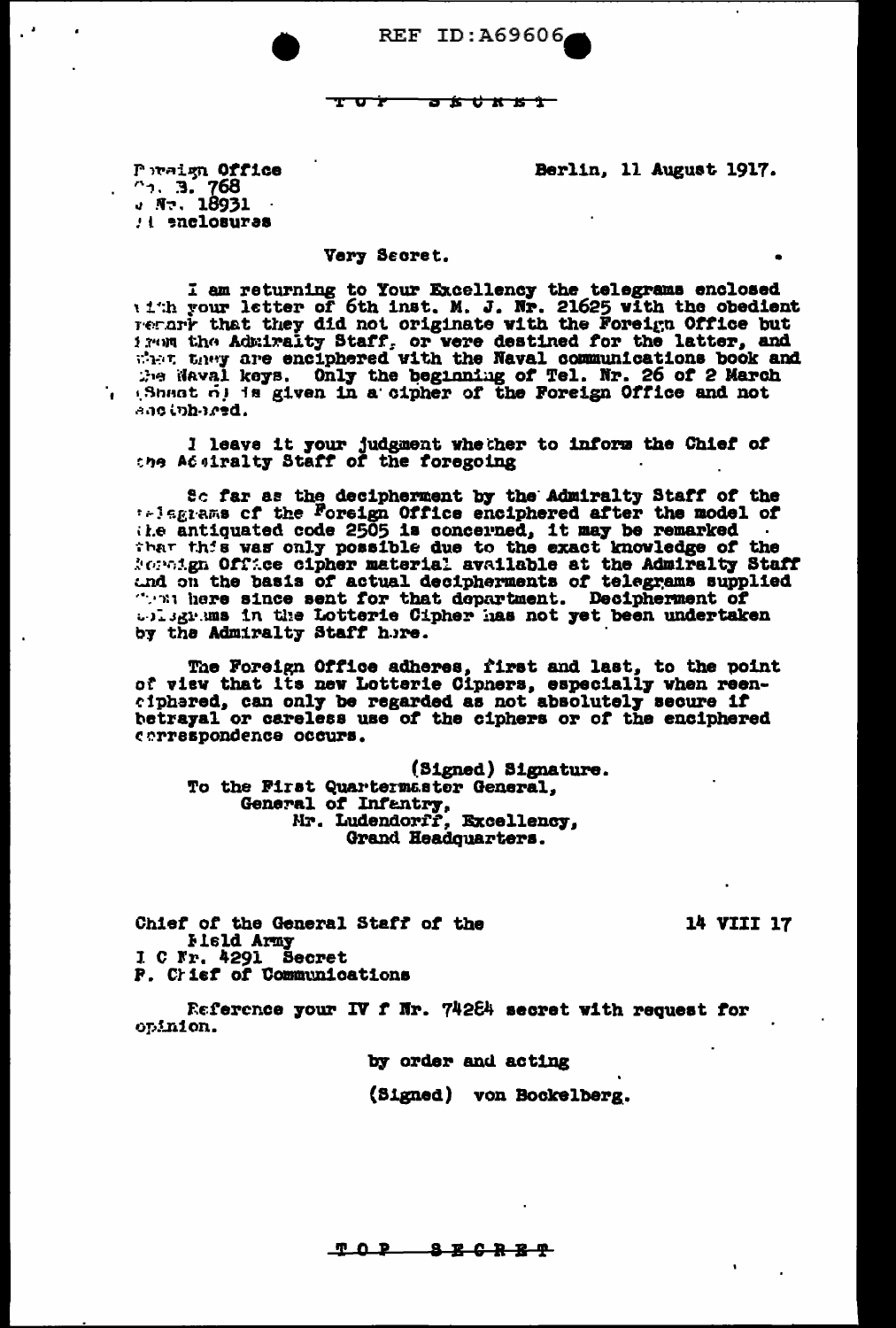TOP SECRET

Foreign Office
No. 3. 768
J Nr. 18931
11 enclosures

Berlin, 11 August 1917.

Very Secret.

I am returning to Your Excellency the telegrams enclosed with your letter of 6th inst. M. J. Nr. 21625 with the obedient remark that they did not originate with the Foreign Office but from the Admiralty Staff, or were destined for the latter, and that they are enciphered with the Naval communications book and the Naval keys. Only the beginning of Tel. Nr. 26 of 2 March (Sheet 6) is given in a cipher of the Foreign Office and not enciphered.

I leave it your judgment whether to inform the Chief of the Admiralty Staff of the foregoing

So far as the decipherment by the Admiralty Staff of the telegrams of the Foreign Office enciphered after the model of the antiquated code 2505 is concerned, it may be remarked that this was only possible due to the exact knowledge of the Foreign Office cipher material available at the Admiralty Staff and on the basis of actual decipherments of telegrams supplied from here since sent for that department. Decipherment of telegrams in the Lotterie Cipher has not yet been undertaken by the Admiralty Staff here.

The Foreign Office adheres, first and last, to the point of view that its new Lotterie Ciphers, especially when reenciphered, can only be regarded as not absolutely secure if betrayal or careless use of the ciphers or of the enciphered correspondence occurs.

(Signed) Signature.

To the First Quartermaster General,
General of Infantry,
Mr. Ludendorff, Excellency,
Grand Headquarters.

Chief of the General Staff of the Field Army
I C Nr. 4291 Secret
P. Chief of Communications

14 VIII 17

Reference your IV f Nr. 74284 secret with request for opinion.

by order and acting

(Signed) von Bockelberg.

TOP SECRET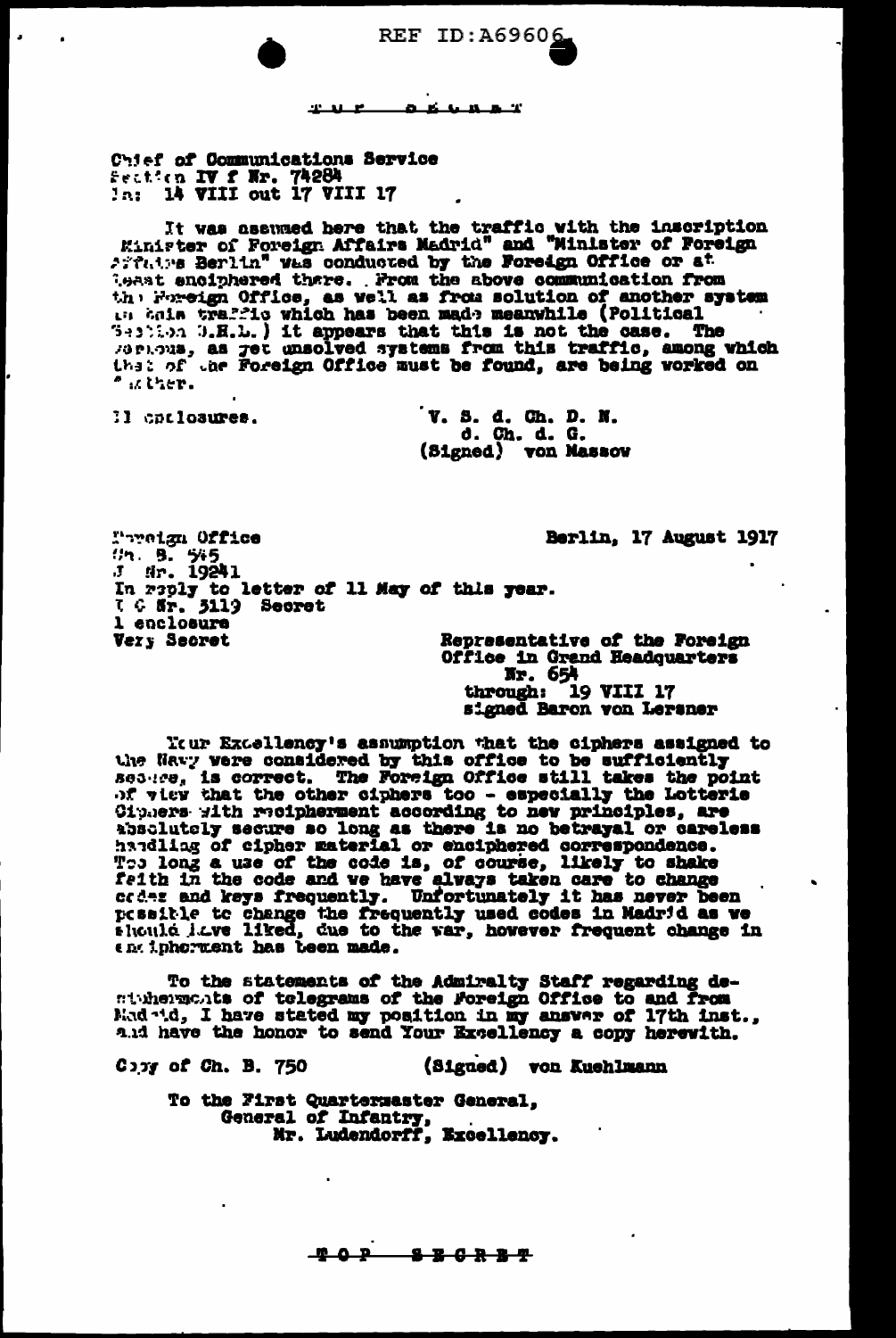REF ID:A69606

TOP SECRET

Chief of Communications Service
Section IV f Nr. 74284
In: 14 VIII out 17 VIII 17

It was assumed here that the traffic with the inscription Minister of Foreign Affairs Madrid" and "Minister of Foreign Affairs Berlin" was conducted by the Foreign Office or at least enciphered there. From the above communication from the Foreign Office, as well as from solution of another system in this traffic which has been made meanwhile (Political Section D.H.L.) it appears that this is not the case. The various, as yet unsolved systems from this traffic, among which that of the Foreign Office must be found, are being worked on further.

II enclosures.

V. S. d. Ch. D. N.
d. Ch. d. G.
(Signed) von Massow

Foreign Office
Ch. B. 545
J Nr. 19241
In reply to letter of 11 May of this year.
I C Nr. 3119 Secret
1 enclosure
Very Secret

Berlin, 17 August 1917

Representative of the Foreign Office in Grand Headquarters
Nr. 654
through: 19 VIII 17
signed Baron von Lersner

Your Excellency's assumption that the ciphers assigned to the Navy were considered by this office to be sufficiently secure, is correct. The Foreign Office still takes the point of view that the other ciphers too - especially the Lotterie Ciphers with reciphermment according to new principles, are absolutely secure so long as there is no betrayal or careless handling of cipher material or enciphered correspondence. Too long a use of the code is, of course, likely to shake faith in the code and we have always taken care to change codes and keys frequently. Unfortunately it has never been possible to change the frequently used codes in Madrid as we should have liked, due to the war, however frequent change in encipherment has been made.

To the statements of the Admiralty Staff regarding decipherments of telegrams of the Foreign Office to and from Madrid, I have stated my position in my answer of 17th inst., and have the honor to send Your Excellency a copy herewith.

Copy of Ch. B. 750

(Signed) von Kuehlmann

To the First Quartermaster General,
General of Infantry,
Mr. Ludendorff, Excellency.

TOP SECRET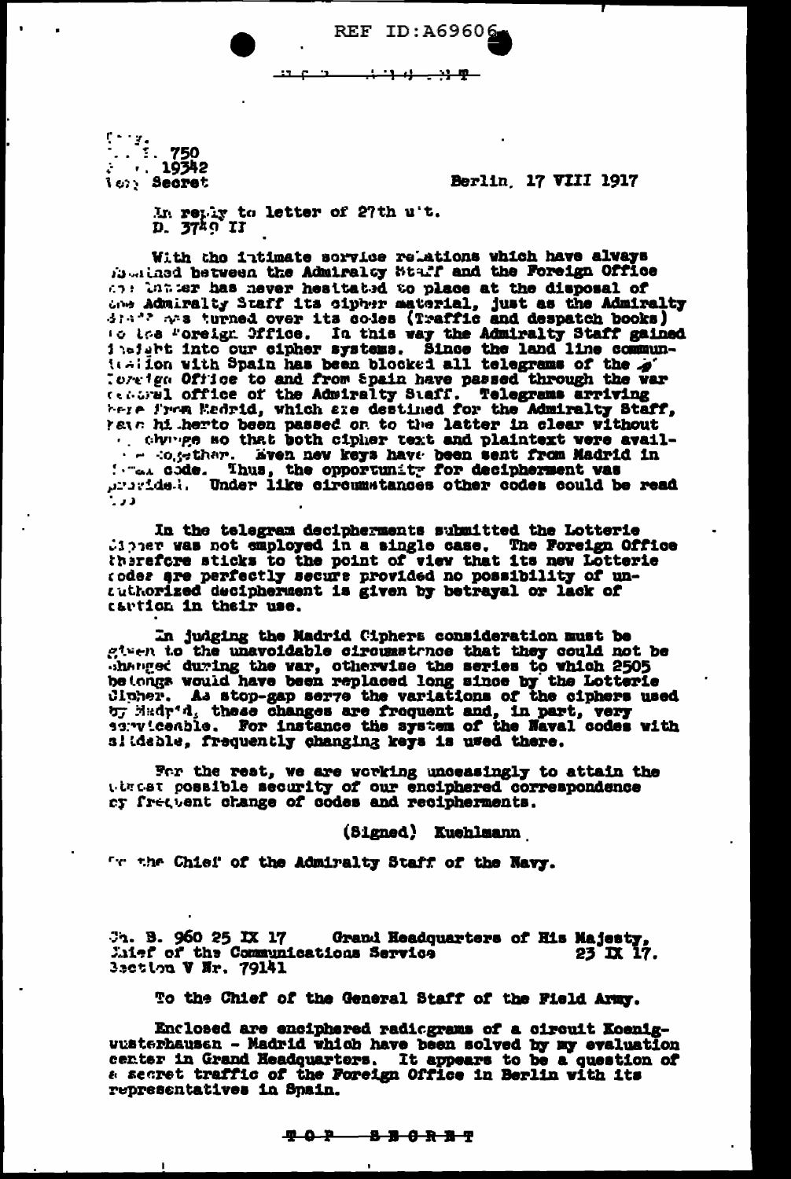REF ID:A69606

Cop.
... 750
... 19342
Top Secret

Berlin, 17 VIII 1917

In reply to letter of 27th u't.
D. 3749 II

With the intimate service relations which have always obtained between the Admiralty Staff and the Foreign Office the latter has never hesitated to place at the disposal of the Admiralty Staff its cipher material, just as the Admiralty Staff has turned over its codes (Traffic and despatch books) to the Foreign Office. In this way the Admiralty Staff gained insight into our cipher systems. Since the land line communication with Spain has been blocked all telegrams of the Foreign Office to and from Spain have passed through the war central office of the Admiralty Staff. Telegrams arriving here from Madrid, which are destined for the Admiralty Staff, have hitherto been passed on to the latter in clear without change so that both cipher text and plaintext were available together. Even new keys have been sent from Madrid in ... code. Thus, the opportunity for decipherment was provided. Under like circumstances other codes could be read ...

In the telegram decipherments submitted the Lotterie Cipher was not employed in a single case. The Foreign Office therefore sticks to the point of view that its new Lotterie codes are perfectly secure provided no possibility of unauthorized decipherment is given by betrayal or lack of caution in their use.

In judging the Madrid Ciphers consideration must be given to the unavoidable circumstance that they could not be changed during the war, otherwise the series to which 2505 belongs would have been replaced long since by the Lotterie Cipher. As stop-gap serve the variations of the ciphers used by Madrid, these changes are frequent and, in part, very serviceable. For instance the system of the Naval codes with slidable, frequently changing keys is used there.

For the rest, we are working unceasingly to attain the utmost possible security of our enciphered correspondence by frequent change of codes and recipherments.

(Signed) Kuehlmann

To the Chief of the Admiralty Staff of the Navy.

Ch. B. 960 25 IX 17 Grand Headquarters of His Majesty,
Chief of the Communications Service 25 IX 17.
Section V Nr. 79141

To the Chief of the General Staff of the Field Army.

Enclosed are enciphered radiograms of a circuit Koenigwusterhausen - Madrid which have been solved by my evaluation center in Grand Headquarters. It appears to be a question of a secret traffic of the Foreign Office in Berlin with its representatives in Spain.

TOP SECRET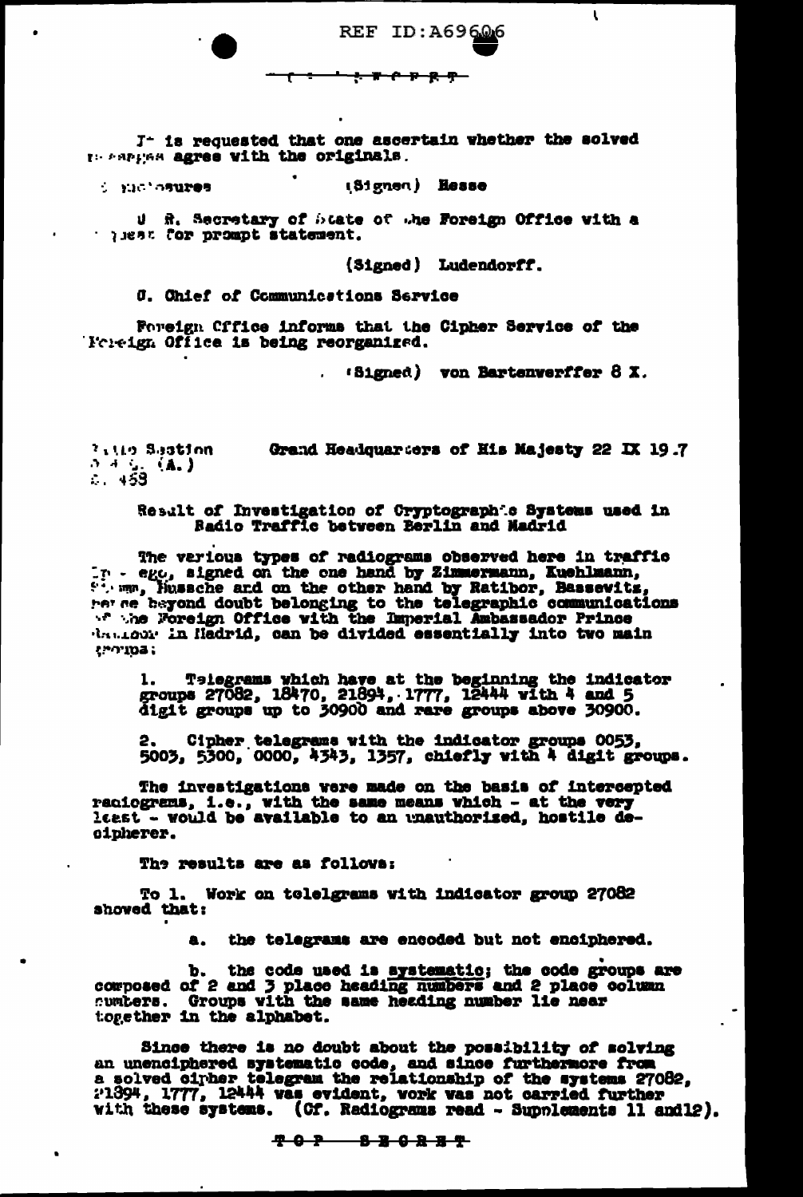It is requested that one ascertain whether the solved messages agree with the originals.

2 Enclosures (Signed) Hesse

U R. Secretary of State of the Foreign Office with a request for prompt statement.

(Signed) Ludendorff.

U. Chief of Communications Service

Foreign Office informs that the Cipher Service of the Foreign Office is being reorganized.

(Signed) von Bartenwerffer 8 X.

Radio Section
O H L (A.)
No. 459

Grand Headquarters of His Majesty 22 IX 19.7

Result of Investigation of Cryptographic Systems used in Radio Traffic between Berlin and Madrid

The various types of radiograms observed here in traffic In - ego, signed on the one hand by Zimmermann, Kuehlmann, Stumm, Busche and on the other hand by Ratibor, Bassewitz, were beyond doubt belonging to the telegraphic communications of the Foreign Office with the Imperial Ambassador Prince Ratibor in Madrid, can be divided essentially into two main groups:

1. Telegrams which have at the beginning the indicator groups 27082, 18470, 21894, 1777, 12444 with 4 and 5 digit groups up to 30900 and rare groups above 30900.

2. Cipher telegrams with the indicator groups 0053, 5003, 5300, 0000, 4343, 1357, chiefly with 4 digit groups.

The investigations were made on the basis of intercepted radiograms, i.e., with the same means which - at the very least - would be available to an unauthorized, hostile decipherer.

The results are as follows:

To 1. Work on telelgrams with indicator group 27082 showed that:

a. the telegrams are encoded but not enciphered.

b. the code used is <u>systematic</u>; the code groups are composed of 2 and 3 place heading numbers and 2 place column numbers. Groups with the same heading number lie near together in the alphabet.

Since there is no doubt about the possibility of solving an unenciphered systematic code, and since furthermore from a solved cipher telegram the relationship of the systems 27082, 21894, 1777, 12444 was evident, work was not carried further with these systems. (Cf. Radiograms read - Supplements 11 and12).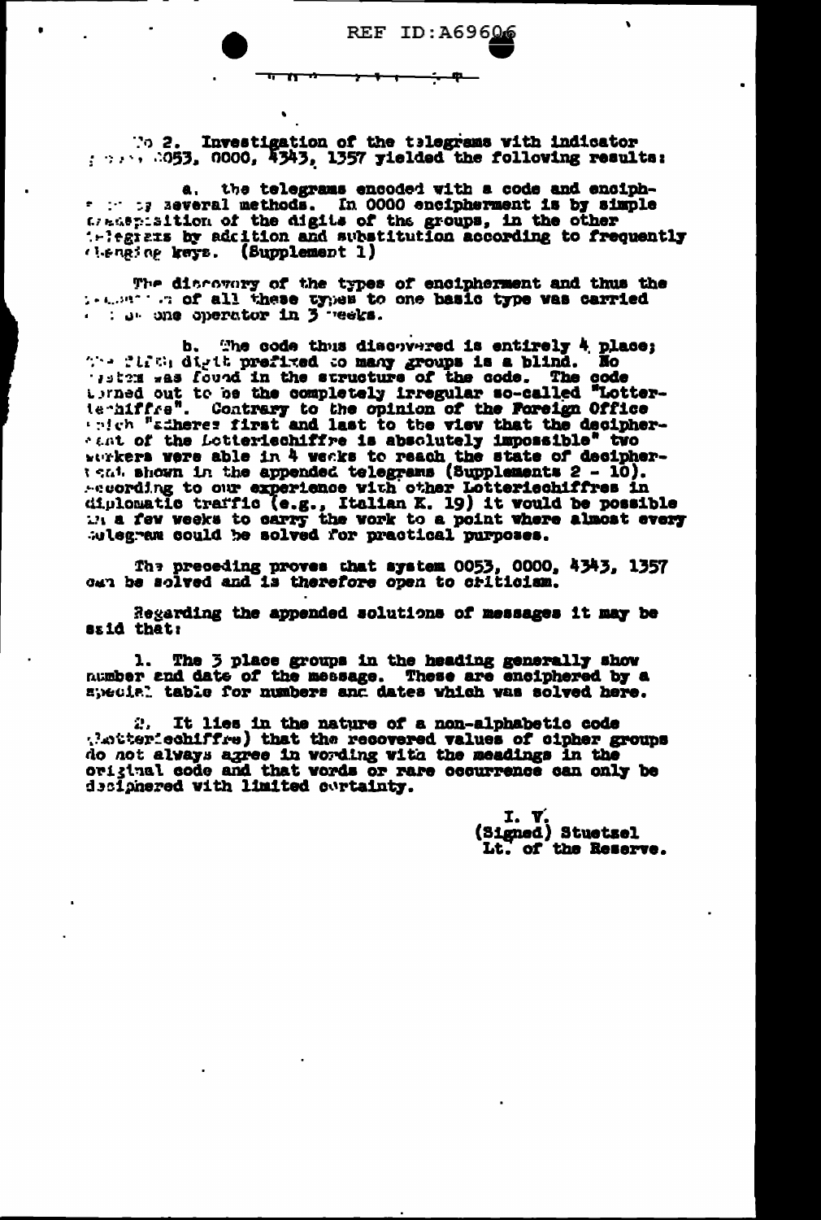To 2. Investigation of the telegrams with indicator groups 0053, 0000, 4343, 1357 yielded the following results:

a. the telegrams encoded with a code and enciphered by several methods. In 0000 encipherment is by simple transposition of the digits of the groups, in the other telegrams by addition and substitution according to frequently changing keys. (Supplement 1)

The discovery of the types of encipherment and thus the reduction of all these types to one basic type was carried out by one operator in 3 weeks.

b. The code thus discovered is entirely 4 place; the fifth digit prefixed to many groups is a blind. No system was found in the structure of the code. The code turned out to be the completely irregular so-called "Lotteriechiffre". Contrary to the opinion of the Foreign Office which "adheres first and last to the view that the decipherment of the Lotteriechiffre is absolutely impossible" two workers were able in 4 weeks to reach the state of decipherment shown in the appended telegrams (Supplements 2 - 10). According to our experience with other Lotteriechiffres in diplomatic traffic (e.g., Italian K. 19) it would be possible in a few weeks to carry the work to a point where almost every telegram could be solved for practical purposes.

The preceding proves that system 0053, 0000, 4343, 1357 can be solved and is therefore open to criticism.

Regarding the appended solutions of messages it may be said that:

1. The 5 place groups in the heading generally show number and date of the message. These are enciphered by a special table for numbers and dates which was solved here.

2. It lies in the nature of a non-alphabetic code (Lotteriechiffre) that the recovered values of cipher groups do not always agree in wording with the meadings in the original code and that words or rare occurrence can only be deciphered with limited certainty.

I. V.
(Signed) Stuetzel
Lt. of the Reserve.